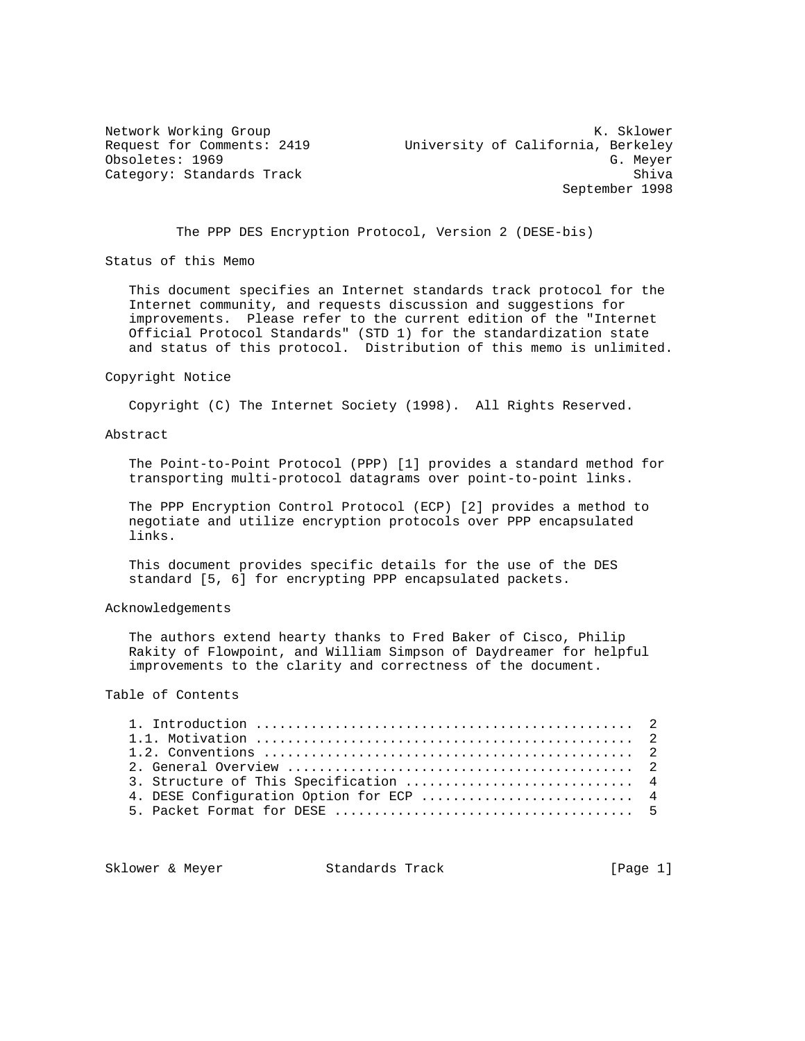Network Working Group K. Sklower
Request for Comments: 2419 University of California, Berkeley
Obsoletes: 1969 G. Meyer
Category: Standards Track Shiva
September 1998

# The PPP DES Encryption Protocol, Version 2 (DESE-bis)

## Status of this Memo

This document specifies an Internet standards track protocol for the Internet community, and requests discussion and suggestions for improvements. Please refer to the current edition of the "Internet Official Protocol Standards" (STD 1) for the standardization state and status of this protocol. Distribution of this memo is unlimited.

## Copyright Notice

Copyright (C) The Internet Society (1998). All Rights Reserved.

## Abstract

The Point-to-Point Protocol (PPP) [1] provides a standard method for transporting multi-protocol datagrams over point-to-point links.

The PPP Encryption Control Protocol (ECP) [2] provides a method to negotiate and utilize encryption protocols over PPP encapsulated links.

This document provides specific details for the use of the DES standard [5, 6] for encrypting PPP encapsulated packets.

## Acknowledgements

The authors extend hearty thanks to Fred Baker of Cisco, Philip Rakity of Flowpoint, and William Simpson of Daydreamer for helpful improvements to the clarity and correctness of the document.

## Table of Contents

1. Introduction ................................................ 2
1.1. Motivation ................................................ 2
1.2. Conventions ............................................... 2
2. General Overview ........................................... 2
3. Structure of This Specification ............................ 4
4. DESE Configuration Option for ECP .......................... 4
5. Packet Format for DESE ..................................... 5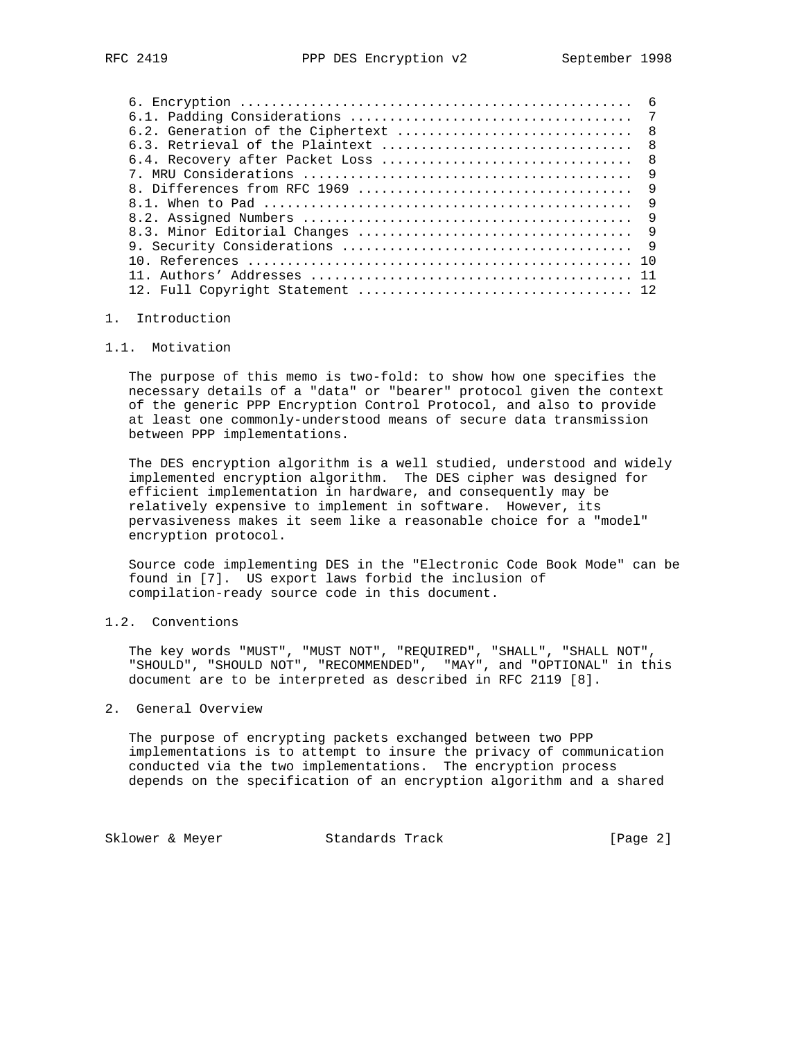6. Encryption ................................................. 6
6.1. Padding Considerations ................................... 7
6.2. Generation of the Ciphertext ............................. 8
6.3. Retrieval of the Plaintext ............................... 8
6.4. Recovery after Packet Loss ............................... 8
7. MRU Considerations ......................................... 9
8. Differences from RFC 1969 .................................. 9
8.1. When to Pad .............................................. 9
8.2. Assigned Numbers ......................................... 9
8.3. Minor Editorial Changes .................................. 9
9. Security Considerations .................................... 9
10. References ................................................ 10
11. Authors' Addresses ........................................ 11
12. Full Copyright Statement .................................. 12

# 1. Introduction

## 1.1. Motivation

The purpose of this memo is two-fold: to show how one specifies the necessary details of a "data" or "bearer" protocol given the context of the generic PPP Encryption Control Protocol, and also to provide at least one commonly-understood means of secure data transmission between PPP implementations.

The DES encryption algorithm is a well studied, understood and widely implemented encryption algorithm. The DES cipher was designed for efficient implementation in hardware, and consequently may be relatively expensive to implement in software. However, its pervasiveness makes it seem like a reasonable choice for a "model" encryption protocol.

Source code implementing DES in the "Electronic Code Book Mode" can be found in [7]. US export laws forbid the inclusion of compilation-ready source code in this document.

## 1.2. Conventions

The key words "MUST", "MUST NOT", "REQUIRED", "SHALL", "SHALL NOT", "SHOULD", "SHOULD NOT", "RECOMMENDED", "MAY", and "OPTIONAL" in this document are to be interpreted as described in RFC 2119 [8].

# 2. General Overview

The purpose of encrypting packets exchanged between two PPP implementations is to attempt to insure the privacy of communication conducted via the two implementations. The encryption process depends on the specification of an encryption algorithm and a shared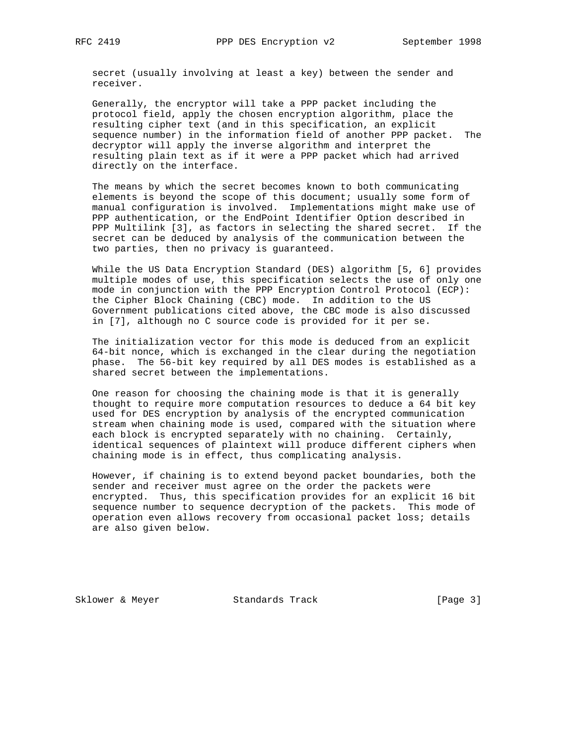secret (usually involving at least a key) between the sender and receiver.

Generally, the encryptor will take a PPP packet including the protocol field, apply the chosen encryption algorithm, place the resulting cipher text (and in this specification, an explicit sequence number) in the information field of another PPP packet. The decryptor will apply the inverse algorithm and interpret the resulting plain text as if it were a PPP packet which had arrived directly on the interface.

The means by which the secret becomes known to both communicating elements is beyond the scope of this document; usually some form of manual configuration is involved. Implementations might make use of PPP authentication, or the EndPoint Identifier Option described in PPP Multilink [3], as factors in selecting the shared secret. If the secret can be deduced by analysis of the communication between the two parties, then no privacy is guaranteed.

While the US Data Encryption Standard (DES) algorithm [5, 6] provides multiple modes of use, this specification selects the use of only one mode in conjunction with the PPP Encryption Control Protocol (ECP): the Cipher Block Chaining (CBC) mode. In addition to the US Government publications cited above, the CBC mode is also discussed in [7], although no C source code is provided for it per se.

The initialization vector for this mode is deduced from an explicit 64-bit nonce, which is exchanged in the clear during the negotiation phase. The 56-bit key required by all DES modes is established as a shared secret between the implementations.

One reason for choosing the chaining mode is that it is generally thought to require more computation resources to deduce a 64 bit key used for DES encryption by analysis of the encrypted communication stream when chaining mode is used, compared with the situation where each block is encrypted separately with no chaining. Certainly, identical sequences of plaintext will produce different ciphers when chaining mode is in effect, thus complicating analysis.

However, if chaining is to extend beyond packet boundaries, both the sender and receiver must agree on the order the packets were encrypted. Thus, this specification provides for an explicit 16 bit sequence number to sequence decryption of the packets. This mode of operation even allows recovery from occasional packet loss; details are also given below.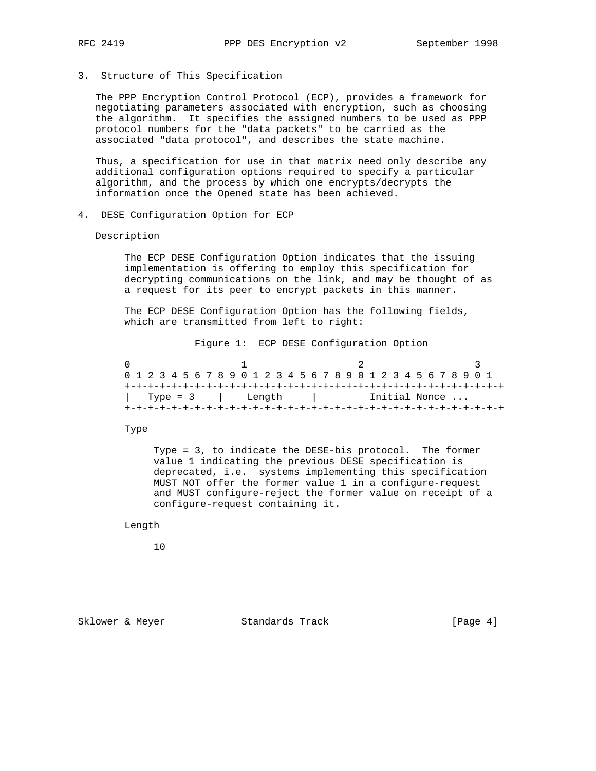## 3. Structure of This Specification

The PPP Encryption Control Protocol (ECP), provides a framework for negotiating parameters associated with encryption, such as choosing the algorithm. It specifies the assigned numbers to be used as PPP protocol numbers for the "data packets" to be carried as the associated "data protocol", and describes the state machine.

Thus, a specification for use in that matrix need only describe any additional configuration options required to specify a particular algorithm, and the process by which one encrypts/decrypts the information once the Opened state has been achieved.

## 4. DESE Configuration Option for ECP

Description

The ECP DESE Configuration Option indicates that the issuing implementation is offering to employ this specification for decrypting communications on the link, and may be thought of as a request for its peer to encrypt packets in this manner.

The ECP DESE Configuration Option has the following fields, which are transmitted from left to right:

Figure 1: ECP DESE Configuration Option

```
 0                   1                   2                   3
 0 1 2 3 4 5 6 7 8 9 0 1 2 3 4 5 6 7 8 9 0 1 2 3 4 5 6 7 8 9 0 1
+-+-+-+-+-+-+-+-+-+-+-+-+-+-+-+-+-+-+-+-+-+-+-+-+-+-+-+-+-+-+-+-+
|   Type = 3    |    Length     |         Initial Nonce ...
+-+-+-+-+-+-+-+-+-+-+-+-+-+-+-+-+-+-+-+-+-+-+-+-+-+-+-+-+-+-+-+-+
```

Type

Type = 3, to indicate the DESE-bis protocol. The former value 1 indicating the previous DESE specification is deprecated, i.e. systems implementing this specification MUST NOT offer the former value 1 in a configure-request and MUST configure-reject the former value on receipt of a configure-request containing it.

Length

10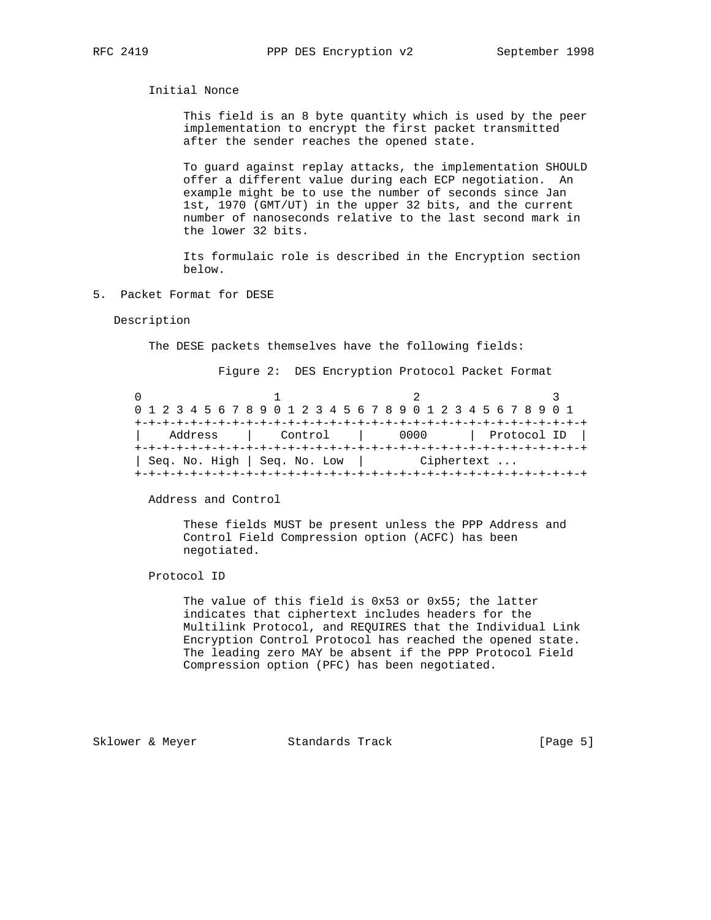Initial Nonce

This field is an 8 byte quantity which is used by the peer implementation to encrypt the first packet transmitted after the sender reaches the opened state.

To guard against replay attacks, the implementation SHOULD offer a different value during each ECP negotiation. An example might be to use the number of seconds since Jan 1st, 1970 (GMT/UT) in the upper 32 bits, and the current number of nanoseconds relative to the last second mark in the lower 32 bits.

Its formulaic role is described in the Encryption section below.

## 5. Packet Format for DESE

### Description

The DESE packets themselves have the following fields:

Figure 2: DES Encryption Protocol Packet Format

```
 0                   1                   2                   3
 0 1 2 3 4 5 6 7 8 9 0 1 2 3 4 5 6 7 8 9 0 1 2 3 4 5 6 7 8 9 0 1
+-+-+-+-+-+-+-+-+-+-+-+-+-+-+-+-+-+-+-+-+-+-+-+-+-+-+-+-+-+-+-+-+
|    Address    |    Control    |     0000      |  Protocol ID  |
+-+-+-+-+-+-+-+-+-+-+-+-+-+-+-+-+-+-+-+-+-+-+-+-+-+-+-+-+-+-+-+-+
| Seq. No. High | Seq. No. Low  |       Ciphertext ...
+-+-+-+-+-+-+-+-+-+-+-+-+-+-+-+-+-+-+-+-+-+-+-+-+-+-+-+-+-+-+-+-+
```

Address and Control

These fields MUST be present unless the PPP Address and Control Field Compression option (ACFC) has been negotiated.

Protocol ID

The value of this field is 0x53 or 0x55; the latter indicates that ciphertext includes headers for the Multilink Protocol, and REQUIRES that the Individual Link Encryption Control Protocol has reached the opened state. The leading zero MAY be absent if the PPP Protocol Field Compression option (PFC) has been negotiated.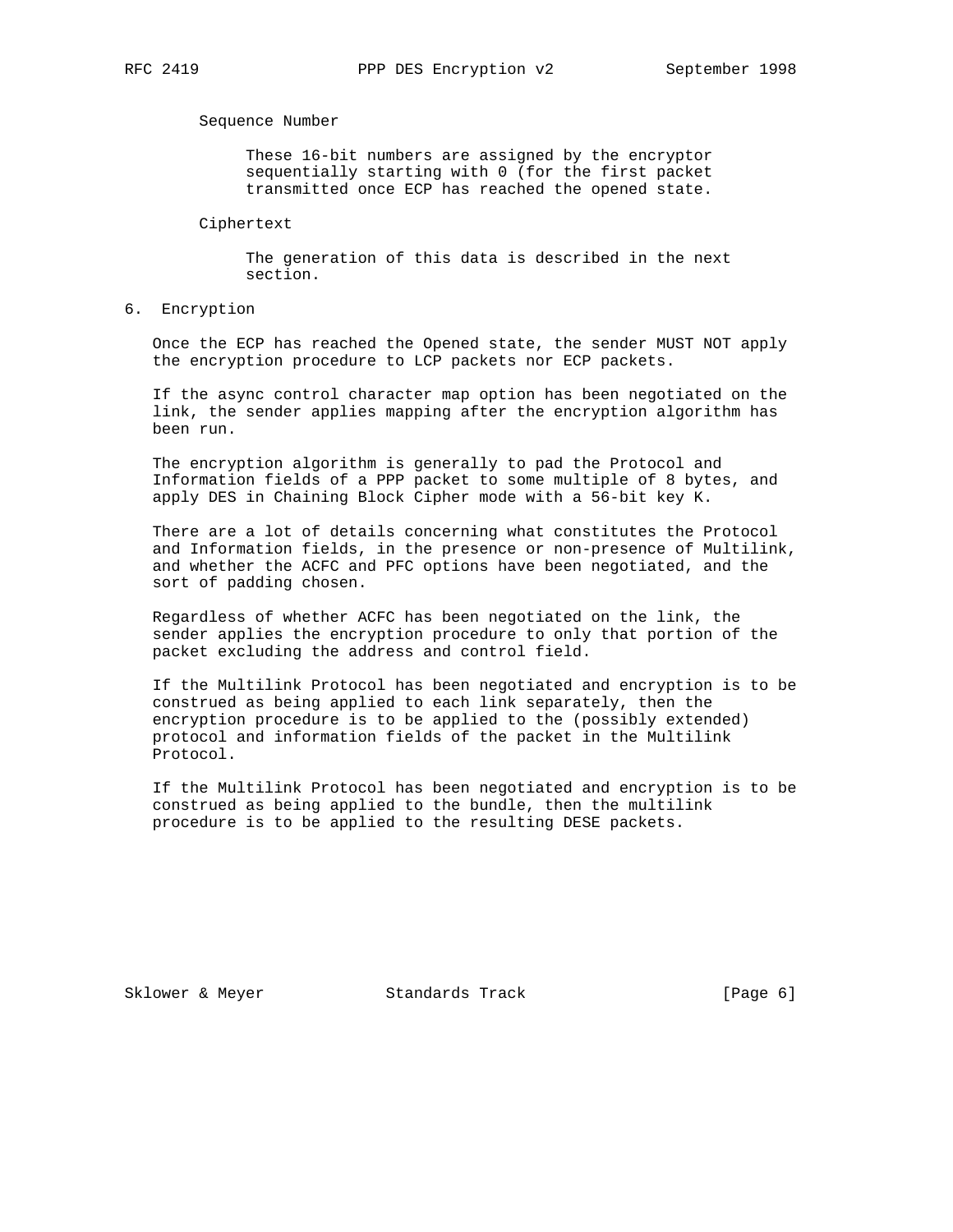Sequence Number

These 16-bit numbers are assigned by the encryptor sequentially starting with 0 (for the first packet transmitted once ECP has reached the opened state.

Ciphertext

The generation of this data is described in the next section.

## 6. Encryption

Once the ECP has reached the Opened state, the sender MUST NOT apply the encryption procedure to LCP packets nor ECP packets.

If the async control character map option has been negotiated on the link, the sender applies mapping after the encryption algorithm has been run.

The encryption algorithm is generally to pad the Protocol and Information fields of a PPP packet to some multiple of 8 bytes, and apply DES in Chaining Block Cipher mode with a 56-bit key K.

There are a lot of details concerning what constitutes the Protocol and Information fields, in the presence or non-presence of Multilink, and whether the ACFC and PFC options have been negotiated, and the sort of padding chosen.

Regardless of whether ACFC has been negotiated on the link, the sender applies the encryption procedure to only that portion of the packet excluding the address and control field.

If the Multilink Protocol has been negotiated and encryption is to be construed as being applied to each link separately, then the encryption procedure is to be applied to the (possibly extended) protocol and information fields of the packet in the Multilink Protocol.

If the Multilink Protocol has been negotiated and encryption is to be construed as being applied to the bundle, then the multilink procedure is to be applied to the resulting DESE packets.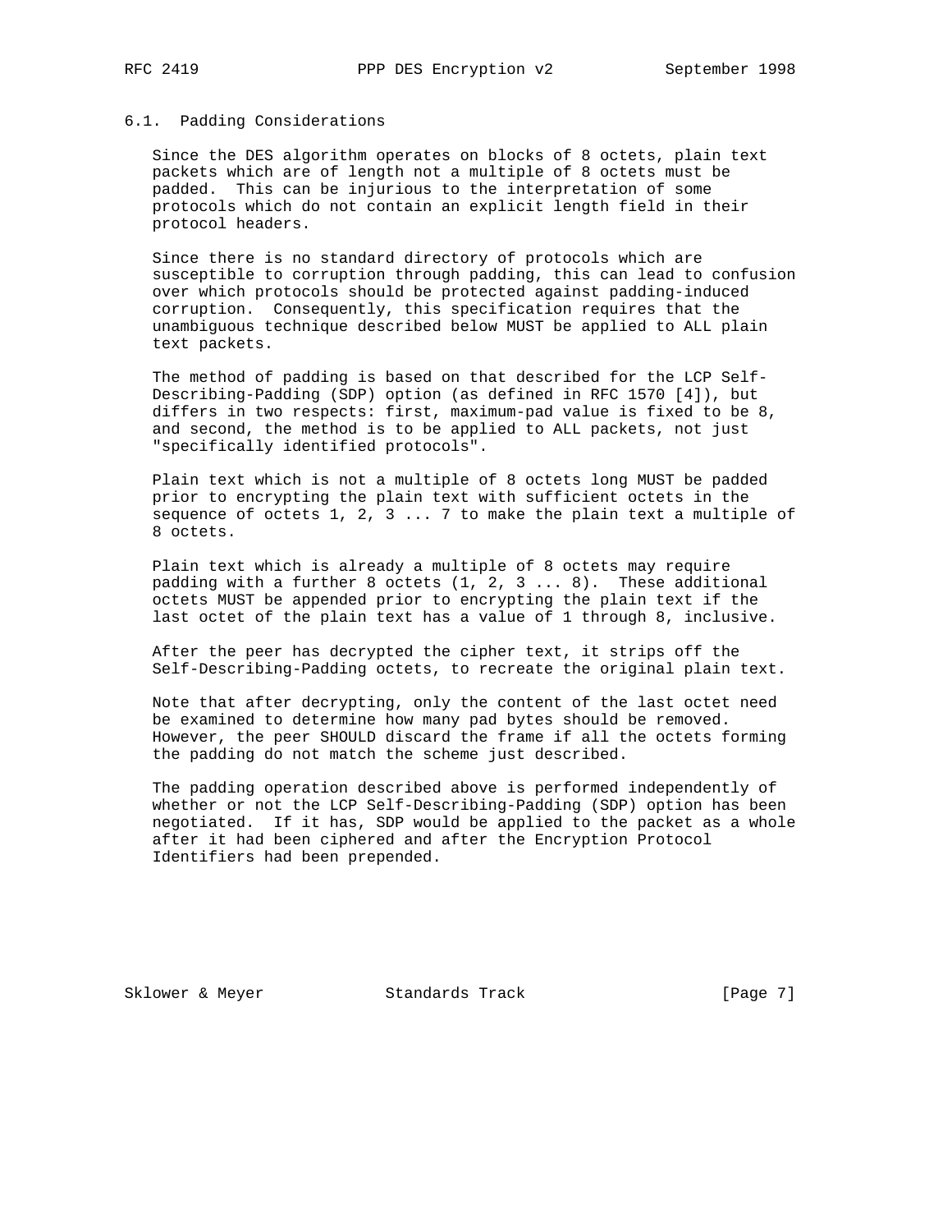### 6.1. Padding Considerations

Since the DES algorithm operates on blocks of 8 octets, plain text packets which are of length not a multiple of 8 octets must be padded. This can be injurious to the interpretation of some protocols which do not contain an explicit length field in their protocol headers.

Since there is no standard directory of protocols which are susceptible to corruption through padding, this can lead to confusion over which protocols should be protected against padding-induced corruption. Consequently, this specification requires that the unambiguous technique described below MUST be applied to ALL plain text packets.

The method of padding is based on that described for the LCP Self-Describing-Padding (SDP) option (as defined in RFC 1570 [4]), but differs in two respects: first, maximum-pad value is fixed to be 8, and second, the method is to be applied to ALL packets, not just "specifically identified protocols".

Plain text which is not a multiple of 8 octets long MUST be padded prior to encrypting the plain text with sufficient octets in the sequence of octets 1, 2, 3 ... 7 to make the plain text a multiple of 8 octets.

Plain text which is already a multiple of 8 octets may require padding with a further 8 octets (1, 2, 3 ... 8). These additional octets MUST be appended prior to encrypting the plain text if the last octet of the plain text has a value of 1 through 8, inclusive.

After the peer has decrypted the cipher text, it strips off the Self-Describing-Padding octets, to recreate the original plain text.

Note that after decrypting, only the content of the last octet need be examined to determine how many pad bytes should be removed. However, the peer SHOULD discard the frame if all the octets forming the padding do not match the scheme just described.

The padding operation described above is performed independently of whether or not the LCP Self-Describing-Padding (SDP) option has been negotiated. If it has, SDP would be applied to the packet as a whole after it had been ciphered and after the Encryption Protocol Identifiers had been prepended.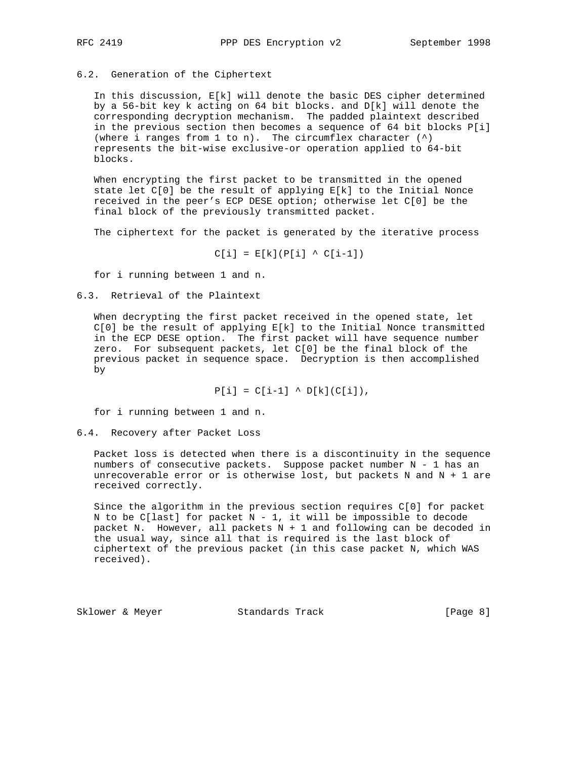## 6.2. Generation of the Ciphertext

In this discussion, E[k] will denote the basic DES cipher determined by a 56-bit key k acting on 64 bit blocks. and D[k] will denote the corresponding decryption mechanism. The padded plaintext described in the previous section then becomes a sequence of 64 bit blocks P[i] (where i ranges from 1 to n). The circumflex character (^) represents the bit-wise exclusive-or operation applied to 64-bit blocks.

When encrypting the first packet to be transmitted in the opened state let C[0] be the result of applying E[k] to the Initial Nonce received in the peer's ECP DESE option; otherwise let C[0] be the final block of the previously transmitted packet.

The ciphertext for the packet is generated by the iterative process

```
C[i] = E[k](P[i] ^ C[i-1])
```

for i running between 1 and n.

## 6.3. Retrieval of the Plaintext

When decrypting the first packet received in the opened state, let C[0] be the result of applying E[k] to the Initial Nonce transmitted in the ECP DESE option. The first packet will have sequence number zero. For subsequent packets, let C[0] be the final block of the previous packet in sequence space. Decryption is then accomplished by

```
P[i] = C[i-1] ^ D[k](C[i]),
```

for i running between 1 and n.

## 6.4. Recovery after Packet Loss

Packet loss is detected when there is a discontinuity in the sequence numbers of consecutive packets. Suppose packet number N - 1 has an unrecoverable error or is otherwise lost, but packets N and N + 1 are received correctly.

Since the algorithm in the previous section requires C[0] for packet N to be C[last] for packet N - 1, it will be impossible to decode packet N. However, all packets N + 1 and following can be decoded in the usual way, since all that is required is the last block of ciphertext of the previous packet (in this case packet N, which WAS received).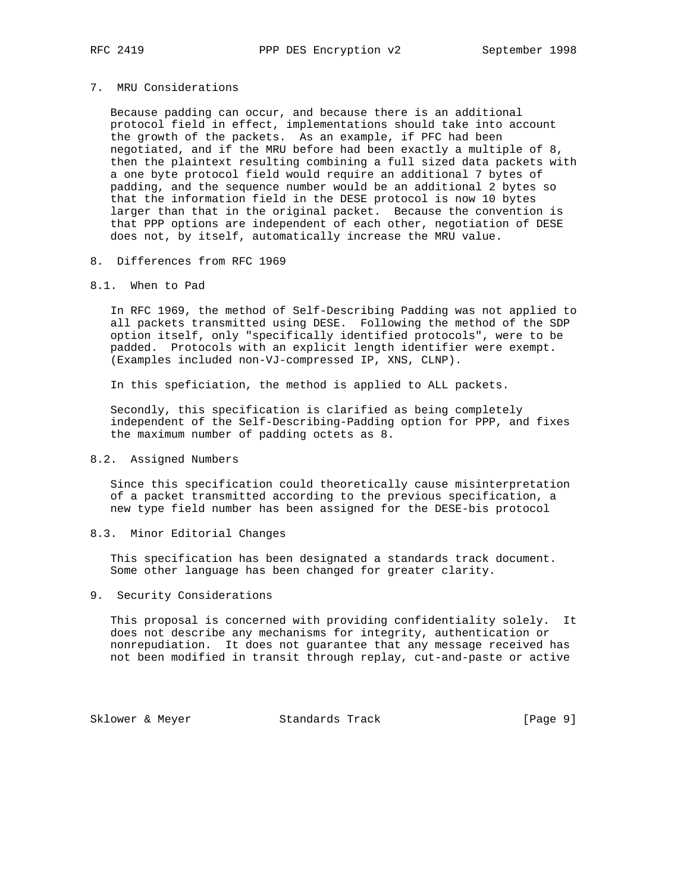## 7. MRU Considerations

Because padding can occur, and because there is an additional protocol field in effect, implementations should take into account the growth of the packets. As an example, if PFC had been negotiated, and if the MRU before had been exactly a multiple of 8, then the plaintext resulting combining a full sized data packets with a one byte protocol field would require an additional 7 bytes of padding, and the sequence number would be an additional 2 bytes so that the information field in the DESE protocol is now 10 bytes larger than that in the original packet. Because the convention is that PPP options are independent of each other, negotiation of DESE does not, by itself, automatically increase the MRU value.

## 8. Differences from RFC 1969

### 8.1. When to Pad

In RFC 1969, the method of Self-Describing Padding was not applied to all packets transmitted using DESE. Following the method of the SDP option itself, only "specifically identified protocols", were to be padded. Protocols with an explicit length identifier were exempt. (Examples included non-VJ-compressed IP, XNS, CLNP).

In this speficiation, the method is applied to ALL packets.

Secondly, this specification is clarified as being completely independent of the Self-Describing-Padding option for PPP, and fixes the maximum number of padding octets as 8.

### 8.2. Assigned Numbers

Since this specification could theoretically cause misinterpretation of a packet transmitted according to the previous specification, a new type field number has been assigned for the DESE-bis protocol

### 8.3. Minor Editorial Changes

This specification has been designated a standards track document. Some other language has been changed for greater clarity.

## 9. Security Considerations

This proposal is concerned with providing confidentiality solely. It does not describe any mechanisms for integrity, authentication or nonrepudiation. It does not guarantee that any message received has not been modified in transit through replay, cut-and-paste or active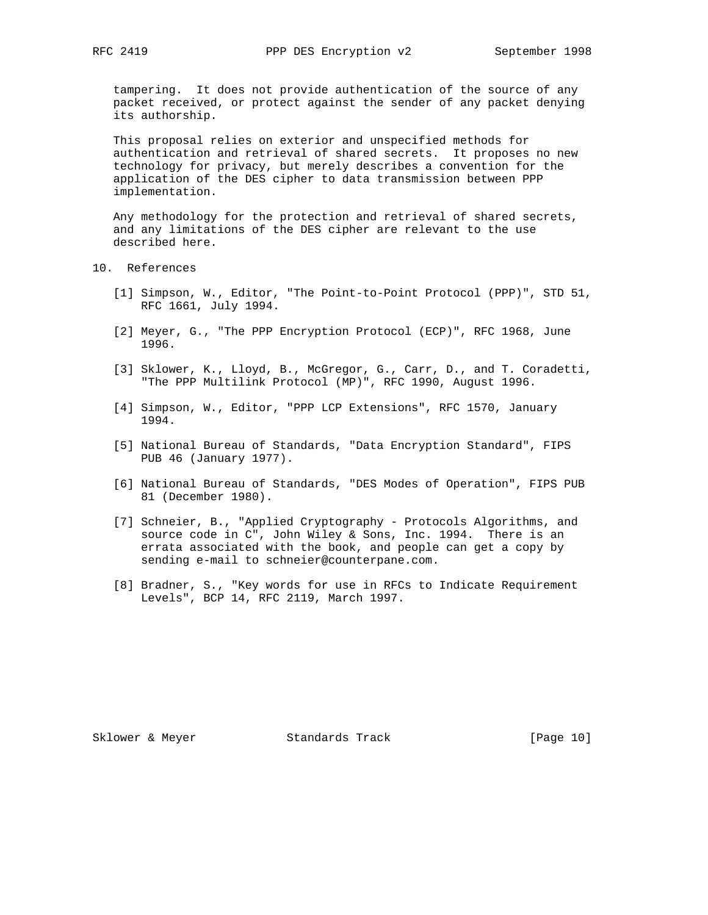tampering. It does not provide authentication of the source of any packet received, or protect against the sender of any packet denying its authorship.

This proposal relies on exterior and unspecified methods for authentication and retrieval of shared secrets. It proposes no new technology for privacy, but merely describes a convention for the application of the DES cipher to data transmission between PPP implementation.

Any methodology for the protection and retrieval of shared secrets, and any limitations of the DES cipher are relevant to the use described here.

## 10. References

[1] Simpson, W., Editor, "The Point-to-Point Protocol (PPP)", STD 51, RFC 1661, July 1994.

[2] Meyer, G., "The PPP Encryption Protocol (ECP)", RFC 1968, June 1996.

[3] Sklower, K., Lloyd, B., McGregor, G., Carr, D., and T. Coradetti, "The PPP Multilink Protocol (MP)", RFC 1990, August 1996.

[4] Simpson, W., Editor, "PPP LCP Extensions", RFC 1570, January 1994.

[5] National Bureau of Standards, "Data Encryption Standard", FIPS PUB 46 (January 1977).

[6] National Bureau of Standards, "DES Modes of Operation", FIPS PUB 81 (December 1980).

[7] Schneier, B., "Applied Cryptography - Protocols Algorithms, and source code in C", John Wiley & Sons, Inc. 1994. There is an errata associated with the book, and people can get a copy by sending e-mail to schneier@counterpane.com.

[8] Bradner, S., "Key words for use in RFCs to Indicate Requirement Levels", BCP 14, RFC 2119, March 1997.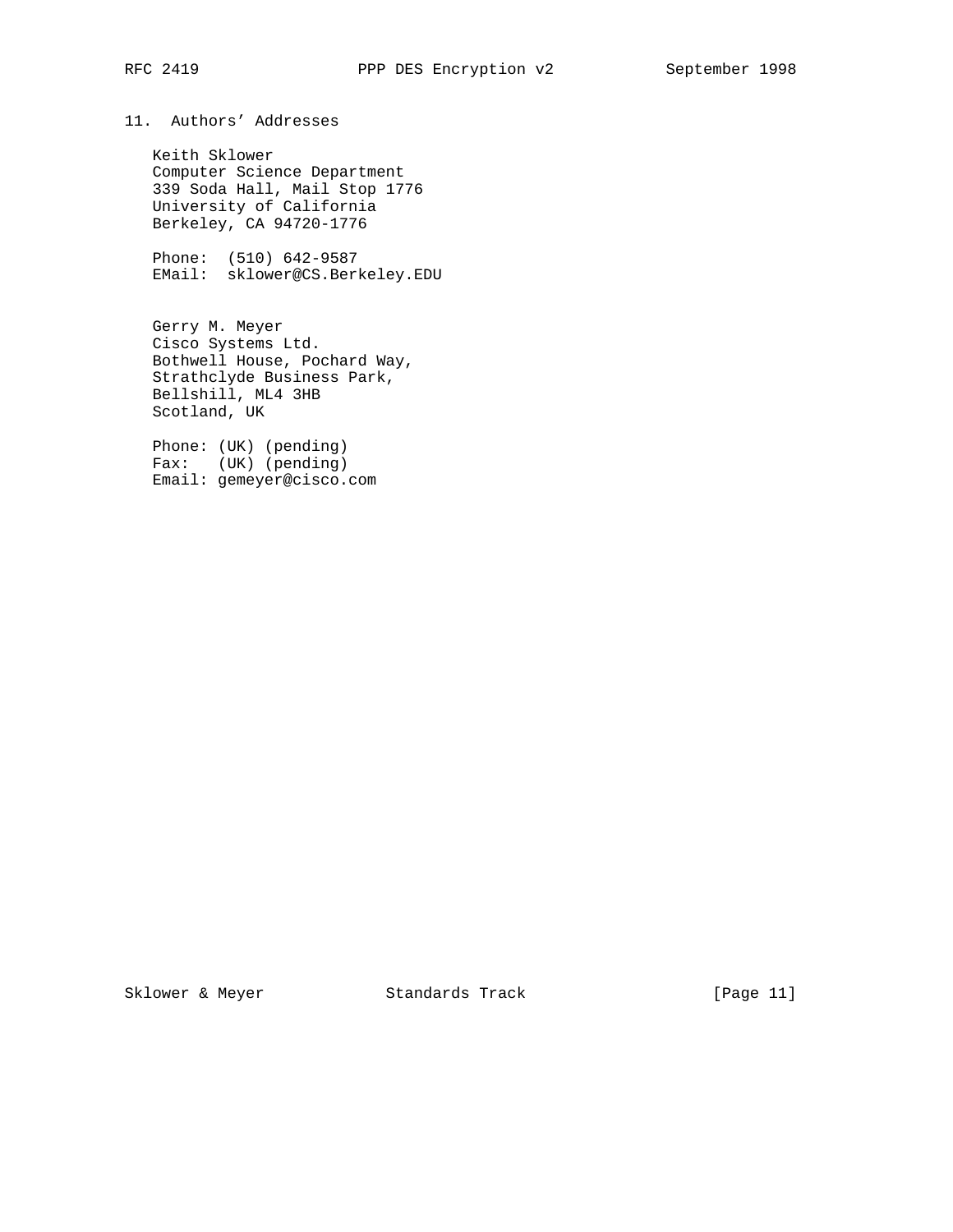## 11. Authors' Addresses

Keith Sklower
Computer Science Department
339 Soda Hall, Mail Stop 1776
University of California
Berkeley, CA 94720-1776

Phone: (510) 642-9587
EMail: sklower@CS.Berkeley.EDU

Gerry M. Meyer
Cisco Systems Ltd.
Bothwell House, Pochard Way,
Strathclyde Business Park,
Bellshill, ML4 3HB
Scotland, UK

Phone: (UK) (pending)
Fax: (UK) (pending)
Email: gemeyer@cisco.com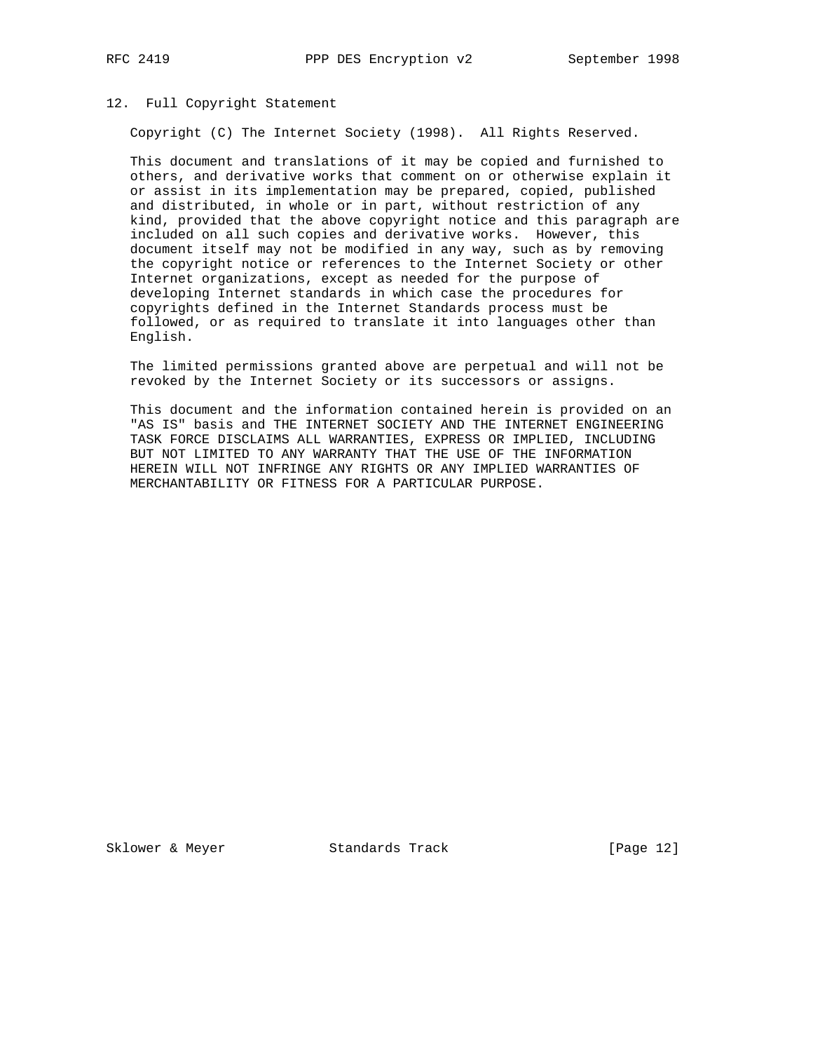## 12. Full Copyright Statement

Copyright (C) The Internet Society (1998). All Rights Reserved.

This document and translations of it may be copied and furnished to others, and derivative works that comment on or otherwise explain it or assist in its implementation may be prepared, copied, published and distributed, in whole or in part, without restriction of any kind, provided that the above copyright notice and this paragraph are included on all such copies and derivative works. However, this document itself may not be modified in any way, such as by removing the copyright notice or references to the Internet Society or other Internet organizations, except as needed for the purpose of developing Internet standards in which case the procedures for copyrights defined in the Internet Standards process must be followed, or as required to translate it into languages other than English.

The limited permissions granted above are perpetual and will not be revoked by the Internet Society or its successors or assigns.

This document and the information contained herein is provided on an "AS IS" basis and THE INTERNET SOCIETY AND THE INTERNET ENGINEERING TASK FORCE DISCLAIMS ALL WARRANTIES, EXPRESS OR IMPLIED, INCLUDING BUT NOT LIMITED TO ANY WARRANTY THAT THE USE OF THE INFORMATION HEREIN WILL NOT INFRINGE ANY RIGHTS OR ANY IMPLIED WARRANTIES OF MERCHANTABILITY OR FITNESS FOR A PARTICULAR PURPOSE.